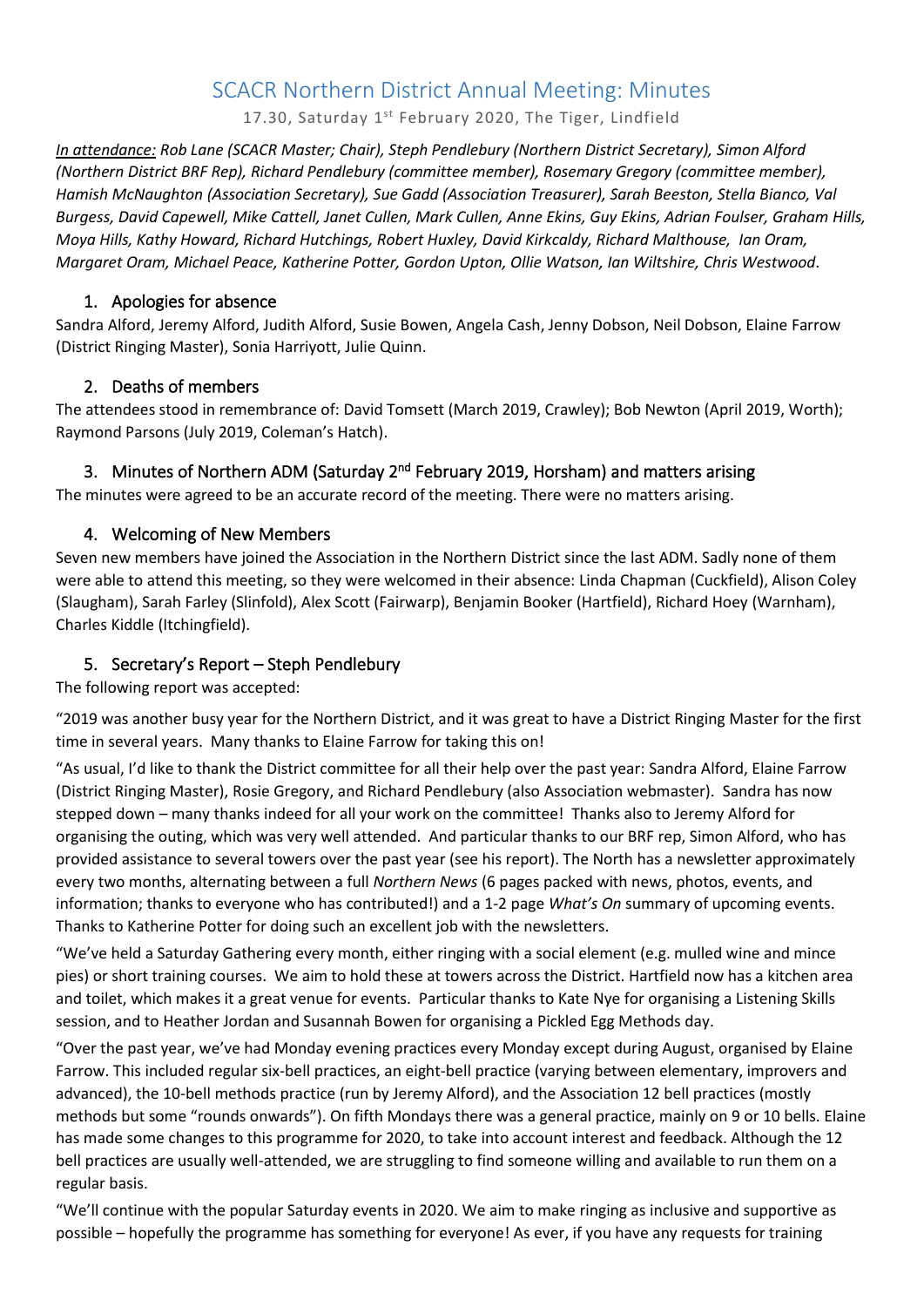# SCACR Northern District Annual Meeting: Minutes

17.30, Saturday 1st February 2020, The Tiger, Lindfield

*__In attendance:__ Rob Lane (SCACR Master; Chair), Steph Pendlebury (Northern District Secretary), Simon Alford (Northern District BRF Rep), Richard Pendlebury (committee member), Rosemary Gregory (committee member), Hamish McNaughton (Association Secretary), Sue Gadd (Association Treasurer), Sarah Beeston, Stella Bianco, Val Burgess, David Capewell, Mike Cattell, Janet Cullen, Mark Cullen, Anne Ekins, Guy Ekins, Adrian Foulser, Graham Hills, Moya Hills, Kathy Howard, Richard Hutchings, Robert Huxley, David Kirkcaldy, Richard Malthouse, Ian Oram, Margaret Oram, Michael Peace, Katherine Potter, Gordon Upton, Ollie Watson, Ian Wiltshire, Chris Westwood.*

## 1. Apologies for absence

Sandra Alford, Jeremy Alford, Judith Alford, Susie Bowen, Angela Cash, Jenny Dobson, Neil Dobson, Elaine Farrow (District Ringing Master), Sonia Harriyott, Julie Quinn.

## 2. Deaths of members

The attendees stood in remembrance of: David Tomsett (March 2019, Crawley); Bob Newton (April 2019, Worth); Raymond Parsons (July 2019, Coleman's Hatch).

## 3. Minutes of Northern ADM (Saturday 2nd February 2019, Horsham) and matters arising

The minutes were agreed to be an accurate record of the meeting. There were no matters arising.

## 4. Welcoming of New Members

Seven new members have joined the Association in the Northern District since the last ADM. Sadly none of them were able to attend this meeting, so they were welcomed in their absence: Linda Chapman (Cuckfield), Alison Coley (Slaugham), Sarah Farley (Slinfold), Alex Scott (Fairwarp), Benjamin Booker (Hartfield), Richard Hoey (Warnham), Charles Kiddle (Itchingfield).

## 5. Secretary's Report – Steph Pendlebury

The following report was accepted:

"2019 was another busy year for the Northern District, and it was great to have a District Ringing Master for the first time in several years. Many thanks to Elaine Farrow for taking this on!

"As usual, I'd like to thank the District committee for all their help over the past year: Sandra Alford, Elaine Farrow (District Ringing Master), Rosie Gregory, and Richard Pendlebury (also Association webmaster). Sandra has now stepped down – many thanks indeed for all your work on the committee! Thanks also to Jeremy Alford for organising the outing, which was very well attended. And particular thanks to our BRF rep, Simon Alford, who has provided assistance to several towers over the past year (see his report). The North has a newsletter approximately every two months, alternating between a full *Northern News* (6 pages packed with news, photos, events, and information; thanks to everyone who has contributed!) and a 1-2 page *What's On* summary of upcoming events. Thanks to Katherine Potter for doing such an excellent job with the newsletters.

"We've held a Saturday Gathering every month, either ringing with a social element (e.g. mulled wine and mince pies) or short training courses. We aim to hold these at towers across the District. Hartfield now has a kitchen area and toilet, which makes it a great venue for events. Particular thanks to Kate Nye for organising a Listening Skills session, and to Heather Jordan and Susannah Bowen for organising a Pickled Egg Methods day.

"Over the past year, we've had Monday evening practices every Monday except during August, organised by Elaine Farrow. This included regular six-bell practices, an eight-bell practice (varying between elementary, improvers and advanced), the 10-bell methods practice (run by Jeremy Alford), and the Association 12 bell practices (mostly methods but some "rounds onwards"). On fifth Mondays there was a general practice, mainly on 9 or 10 bells. Elaine has made some changes to this programme for 2020, to take into account interest and feedback. Although the 12 bell practices are usually well-attended, we are struggling to find someone willing and available to run them on a regular basis.

"We'll continue with the popular Saturday events in 2020. We aim to make ringing as inclusive and supportive as possible – hopefully the programme has something for everyone! As ever, if you have any requests for training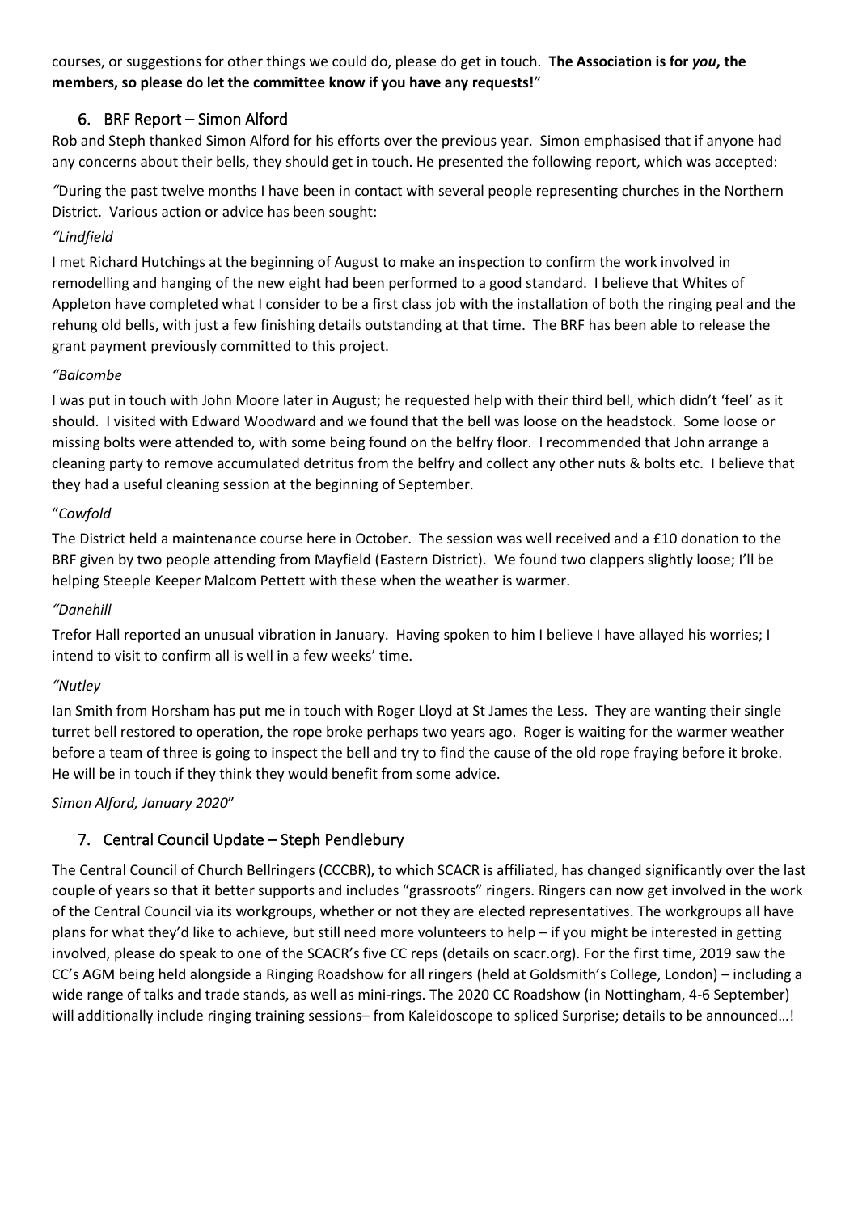courses, or suggestions for other things we could do, please do get in touch. **The Association is for *you*, the members, so please do let the committee know if you have any requests!**"

## 6. BRF Report – Simon Alford

Rob and Steph thanked Simon Alford for his efforts over the previous year. Simon emphasised that if anyone had any concerns about their bells, they should get in touch. He presented the following report, which was accepted:

*"*During the past twelve months I have been in contact with several people representing churches in the Northern District. Various action or advice has been sought:

*"Lindfield*

I met Richard Hutchings at the beginning of August to make an inspection to confirm the work involved in remodelling and hanging of the new eight had been performed to a good standard. I believe that Whites of Appleton have completed what I consider to be a first class job with the installation of both the ringing peal and the rehung old bells, with just a few finishing details outstanding at that time. The BRF has been able to release the grant payment previously committed to this project.

*"Balcombe*

I was put in touch with John Moore later in August; he requested help with their third bell, which didn't 'feel' as it should. I visited with Edward Woodward and we found that the bell was loose on the headstock. Some loose or missing bolts were attended to, with some being found on the belfry floor. I recommended that John arrange a cleaning party to remove accumulated detritus from the belfry and collect any other nuts & bolts etc. I believe that they had a useful cleaning session at the beginning of September.

"*Cowfold*

The District held a maintenance course here in October. The session was well received and a £10 donation to the BRF given by two people attending from Mayfield (Eastern District). We found two clappers slightly loose; I'll be helping Steeple Keeper Malcom Pettett with these when the weather is warmer.

*"Danehill*

Trefor Hall reported an unusual vibration in January. Having spoken to him I believe I have allayed his worries; I intend to visit to confirm all is well in a few weeks' time.

*"Nutley*

Ian Smith from Horsham has put me in touch with Roger Lloyd at St James the Less. They are wanting their single turret bell restored to operation, the rope broke perhaps two years ago. Roger is waiting for the warmer weather before a team of three is going to inspect the bell and try to find the cause of the old rope fraying before it broke. He will be in touch if they think they would benefit from some advice.

*Simon Alford, January 2020*"

## 7. Central Council Update – Steph Pendlebury

The Central Council of Church Bellringers (CCCBR), to which SCACR is affiliated, has changed significantly over the last couple of years so that it better supports and includes "grassroots" ringers. Ringers can now get involved in the work of the Central Council via its workgroups, whether or not they are elected representatives. The workgroups all have plans for what they'd like to achieve, but still need more volunteers to help – if you might be interested in getting involved, please do speak to one of the SCACR's five CC reps (details on scacr.org). For the first time, 2019 saw the CC's AGM being held alongside a Ringing Roadshow for all ringers (held at Goldsmith's College, London) – including a wide range of talks and trade stands, as well as mini-rings. The 2020 CC Roadshow (in Nottingham, 4-6 September) will additionally include ringing training sessions– from Kaleidoscope to spliced Surprise; details to be announced…!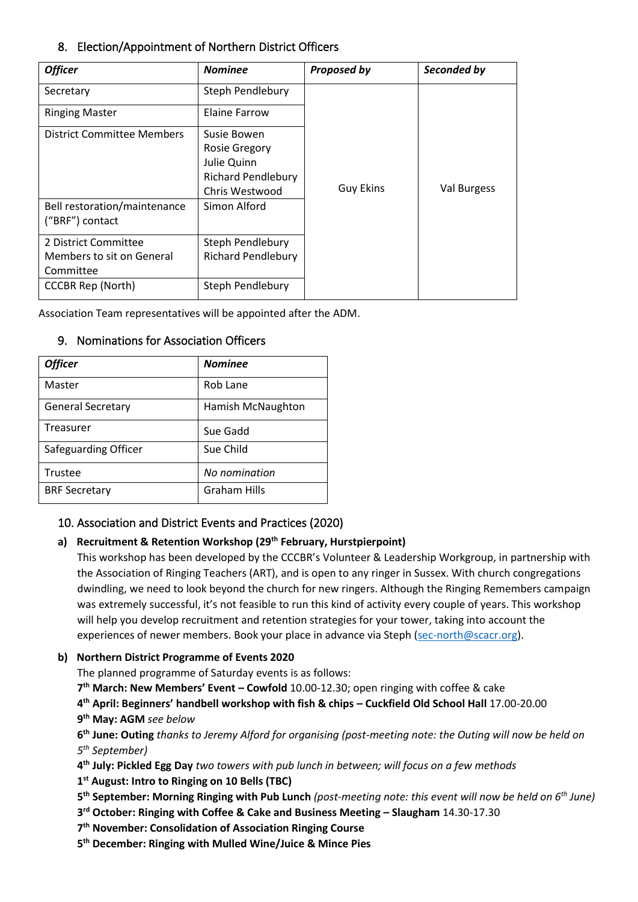## 8. Election/Appointment of Northern District Officers

| *Officer* | *Nominee* | *Proposed by* | *Seconded by* |
|---|---|---|---|
| Secretary | Steph Pendlebury | Guy Ekins | Val Burgess |
| Ringing Master | Elaine Farrow | | |
| District Committee Members | Susie Bowen<br>Rosie Gregory<br>Julie Quinn<br>Richard Pendlebury<br>Chris Westwood | | |
| Bell restoration/maintenance ("BRF") contact | Simon Alford | | |
| 2 District Committee Members to sit on General Committee | Steph Pendlebury<br>Richard Pendlebury | | |
| CCCBR Rep (North) | Steph Pendlebury | | |

Association Team representatives will be appointed after the ADM.

## 9. Nominations for Association Officers

| *Officer* | *Nominee* |
|---|---|
| Master | Rob Lane |
| General Secretary | Hamish McNaughton |
| Treasurer | Sue Gadd |
| Safeguarding Officer | Sue Child |
| Trustee | *No nomination* |
| BRF Secretary | Graham Hills |

## 10. Association and District Events and Practices (2020)

**a) Recruitment & Retention Workshop (29th February, Hurstpierpoint)**

This workshop has been developed by the CCCBR's Volunteer & Leadership Workgroup, in partnership with the Association of Ringing Teachers (ART), and is open to any ringer in Sussex. With church congregations dwindling, we need to look beyond the church for new ringers. Although the Ringing Remembers campaign was extremely successful, it's not feasible to run this kind of activity every couple of years. This workshop will help you develop recruitment and retention strategies for your tower, taking into account the experiences of newer members. Book your place in advance via Steph (sec-north@scacr.org).

**b) Northern District Programme of Events 2020**

The planned programme of Saturday events is as follows:

**7th March: New Members' Event – Cowfold** 10.00-12.30; open ringing with coffee & cake

**4th April: Beginners' handbell workshop with fish & chips – Cuckfield Old School Hall** 17.00-20.00

**9th May: AGM** *see below*

**6th June: Outing** *thanks to Jeremy Alford for organising (post-meeting note: the Outing will now be held on 5th September)*

**4th July: Pickled Egg Day** *two towers with pub lunch in between; will focus on a few methods*

**1st August: Intro to Ringing on 10 Bells (TBC)**

**5th September: Morning Ringing with Pub Lunch** *(post-meeting note: this event will now be held on 6th June)*

**3rd October: Ringing with Coffee & Cake and Business Meeting – Slaugham** 14.30-17.30

**7th November: Consolidation of Association Ringing Course**

**5th December: Ringing with Mulled Wine/Juice & Mince Pies**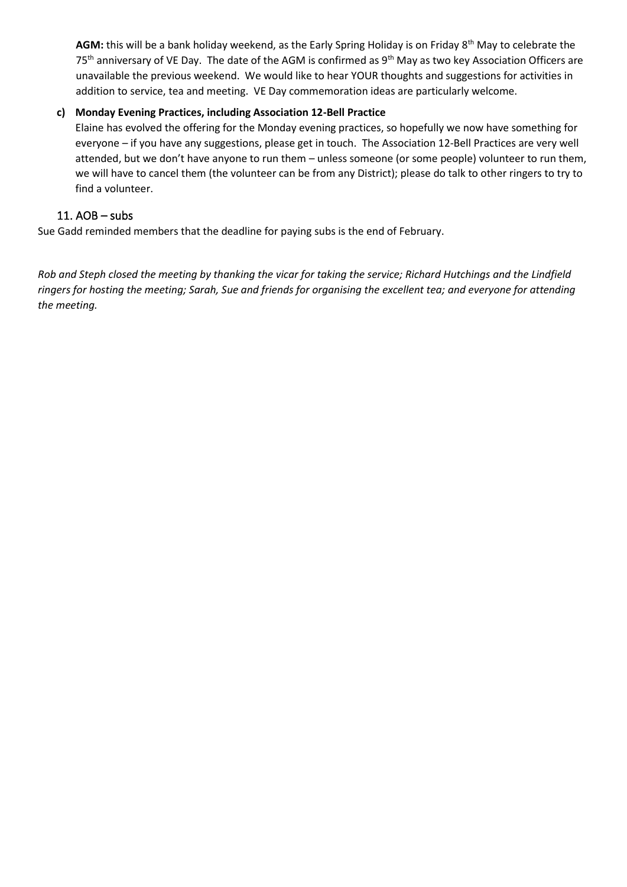**AGM:** this will be a bank holiday weekend, as the Early Spring Holiday is on Friday 8th May to celebrate the 75th anniversary of VE Day. The date of the AGM is confirmed as 9th May as two key Association Officers are unavailable the previous weekend. We would like to hear YOUR thoughts and suggestions for activities in addition to service, tea and meeting. VE Day commemoration ideas are particularly welcome.

**c) Monday Evening Practices, including Association 12-Bell Practice**

Elaine has evolved the offering for the Monday evening practices, so hopefully we now have something for everyone – if you have any suggestions, please get in touch. The Association 12-Bell Practices are very well attended, but we don't have anyone to run them – unless someone (or some people) volunteer to run them, we will have to cancel them (the volunteer can be from any District); please do talk to other ringers to try to find a volunteer.

## 11. AOB – subs

Sue Gadd reminded members that the deadline for paying subs is the end of February.

*Rob and Steph closed the meeting by thanking the vicar for taking the service; Richard Hutchings and the Lindfield ringers for hosting the meeting; Sarah, Sue and friends for organising the excellent tea; and everyone for attending the meeting.*